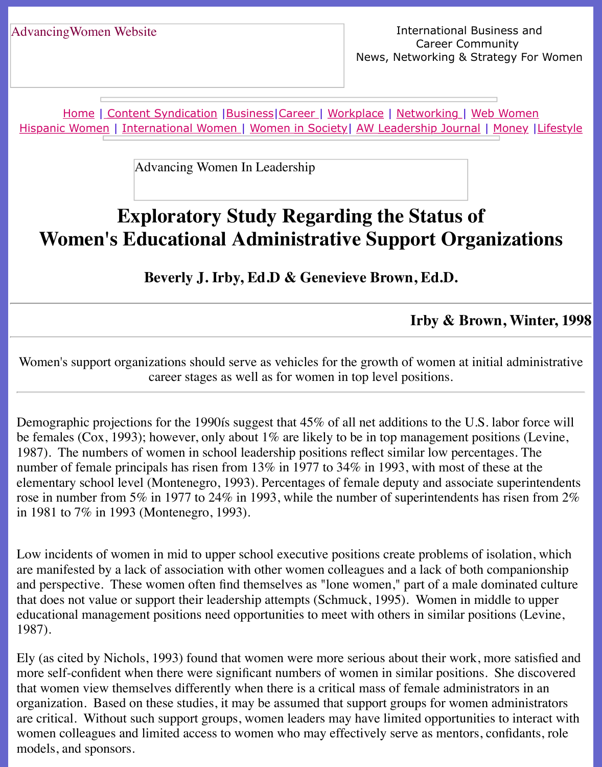AdvancingWomen Website

International Business and Career Community
News, Networking & Strategy For Women

Home | Content Syndication | Business | Career | Workplace | Networking | Web Women
Hispanic Women | International Women | Women in Society | AW Leadership Journal | Money | Lifestyle

Advancing Women In Leadership

# Exploratory Study Regarding the Status of Women's Educational Administrative Support Organizations

### Beverly J. Irby, Ed.D & Genevieve Brown, Ed.D.

---

**Irby & Brown, Winter, 1998**

---

Women's support organizations should serve as vehicles for the growth of women at initial administrative career stages as well as for women in top level positions.

---

Demographic projections for the 1990ís suggest that 45% of all net additions to the U.S. labor force will be females (Cox, 1993); however, only about 1% are likely to be in top management positions (Levine, 1987). The numbers of women in school leadership positions reflect similar low percentages. The number of female principals has risen from 13% in 1977 to 34% in 1993, with most of these at the elementary school level (Montenegro, 1993). Percentages of female deputy and associate superintendents rose in number from 5% in 1977 to 24% in 1993, while the number of superintendents has risen from 2% in 1981 to 7% in 1993 (Montenegro, 1993).

Low incidents of women in mid to upper school executive positions create problems of isolation, which are manifested by a lack of association with other women colleagues and a lack of both companionship and perspective. These women often find themselves as "lone women," part of a male dominated culture that does not value or support their leadership attempts (Schmuck, 1995). Women in middle to upper educational management positions need opportunities to meet with others in similar positions (Levine, 1987).

Ely (as cited by Nichols, 1993) found that women were more serious about their work, more satisfied and more self-confident when there were significant numbers of women in similar positions. She discovered that women view themselves differently when there is a critical mass of female administrators in an organization. Based on these studies, it may be assumed that support groups for women administrators are critical. Without such support groups, women leaders may have limited opportunities to interact with women colleagues and limited access to women who may effectively serve as mentors, confidants, role models, and sponsors.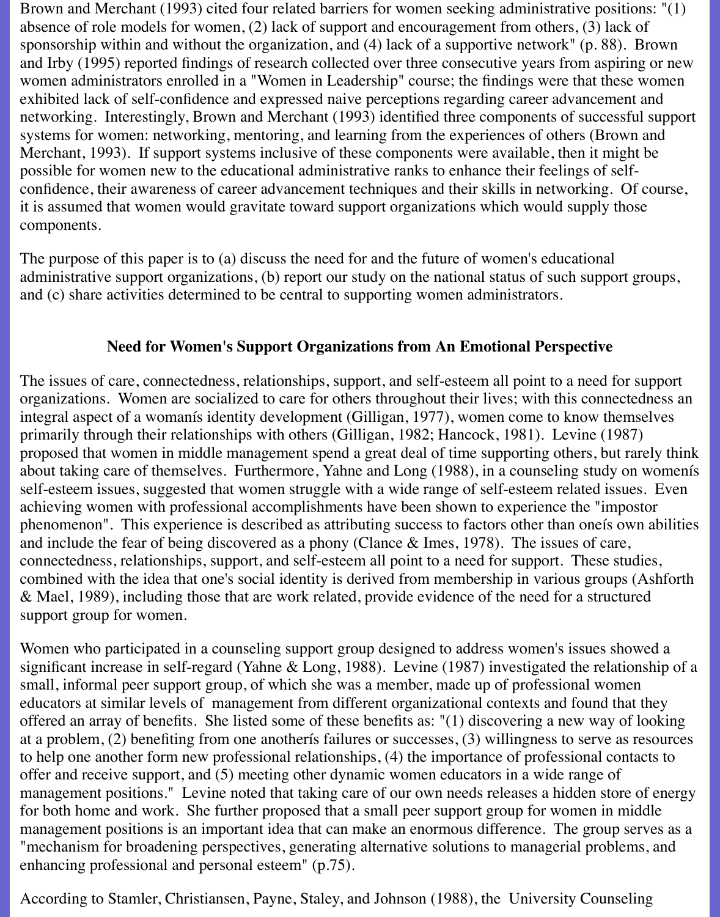Brown and Merchant (1993) cited four related barriers for women seeking administrative positions: "(1) absence of role models for women, (2) lack of support and encouragement from others, (3) lack of sponsorship within and without the organization, and (4) lack of a supportive network" (p. 88). Brown and Irby (1995) reported findings of research collected over three consecutive years from aspiring or new women administrators enrolled in a "Women in Leadership" course; the findings were that these women exhibited lack of self-confidence and expressed naive perceptions regarding career advancement and networking. Interestingly, Brown and Merchant (1993) identified three components of successful support systems for women: networking, mentoring, and learning from the experiences of others (Brown and Merchant, 1993). If support systems inclusive of these components were available, then it might be possible for women new to the educational administrative ranks to enhance their feelings of self-confidence, their awareness of career advancement techniques and their skills in networking. Of course, it is assumed that women would gravitate toward support organizations which would supply those components.

The purpose of this paper is to (a) discuss the need for and the future of women's educational administrative support organizations, (b) report our study on the national status of such support groups, and (c) share activities determined to be central to supporting women administrators.

## Need for Women's Support Organizations from An Emotional Perspective

The issues of care, connectedness, relationships, support, and self-esteem all point to a need for support organizations. Women are socialized to care for others throughout their lives; with this connectedness an integral aspect of a womanís identity development (Gilligan, 1977), women come to know themselves primarily through their relationships with others (Gilligan, 1982; Hancock, 1981). Levine (1987) proposed that women in middle management spend a great deal of time supporting others, but rarely think about taking care of themselves. Furthermore, Yahne and Long (1988), in a counseling study on womenís self-esteem issues, suggested that women struggle with a wide range of self-esteem related issues. Even achieving women with professional accomplishments have been shown to experience the "impostor phenomenon". This experience is described as attributing success to factors other than oneís own abilities and include the fear of being discovered as a phony (Clance & Imes, 1978). The issues of care, connectedness, relationships, support, and self-esteem all point to a need for support. These studies, combined with the idea that one's social identity is derived from membership in various groups (Ashforth & Mael, 1989), including those that are work related, provide evidence of the need for a structured support group for women.

Women who participated in a counseling support group designed to address women's issues showed a significant increase in self-regard (Yahne & Long, 1988). Levine (1987) investigated the relationship of a small, informal peer support group, of which she was a member, made up of professional women educators at similar levels of management from different organizational contexts and found that they offered an array of benefits. She listed some of these benefits as: "(1) discovering a new way of looking at a problem, (2) benefiting from one anotherís failures or successes, (3) willingness to serve as resources to help one another form new professional relationships, (4) the importance of professional contacts to offer and receive support, and (5) meeting other dynamic women educators in a wide range of management positions." Levine noted that taking care of our own needs releases a hidden store of energy for both home and work. She further proposed that a small peer support group for women in middle management positions is an important idea that can make an enormous difference. The group serves as a "mechanism for broadening perspectives, generating alternative solutions to managerial problems, and enhancing professional and personal esteem" (p.75).

According to Stamler, Christiansen, Payne, Staley, and Johnson (1988), the University Counseling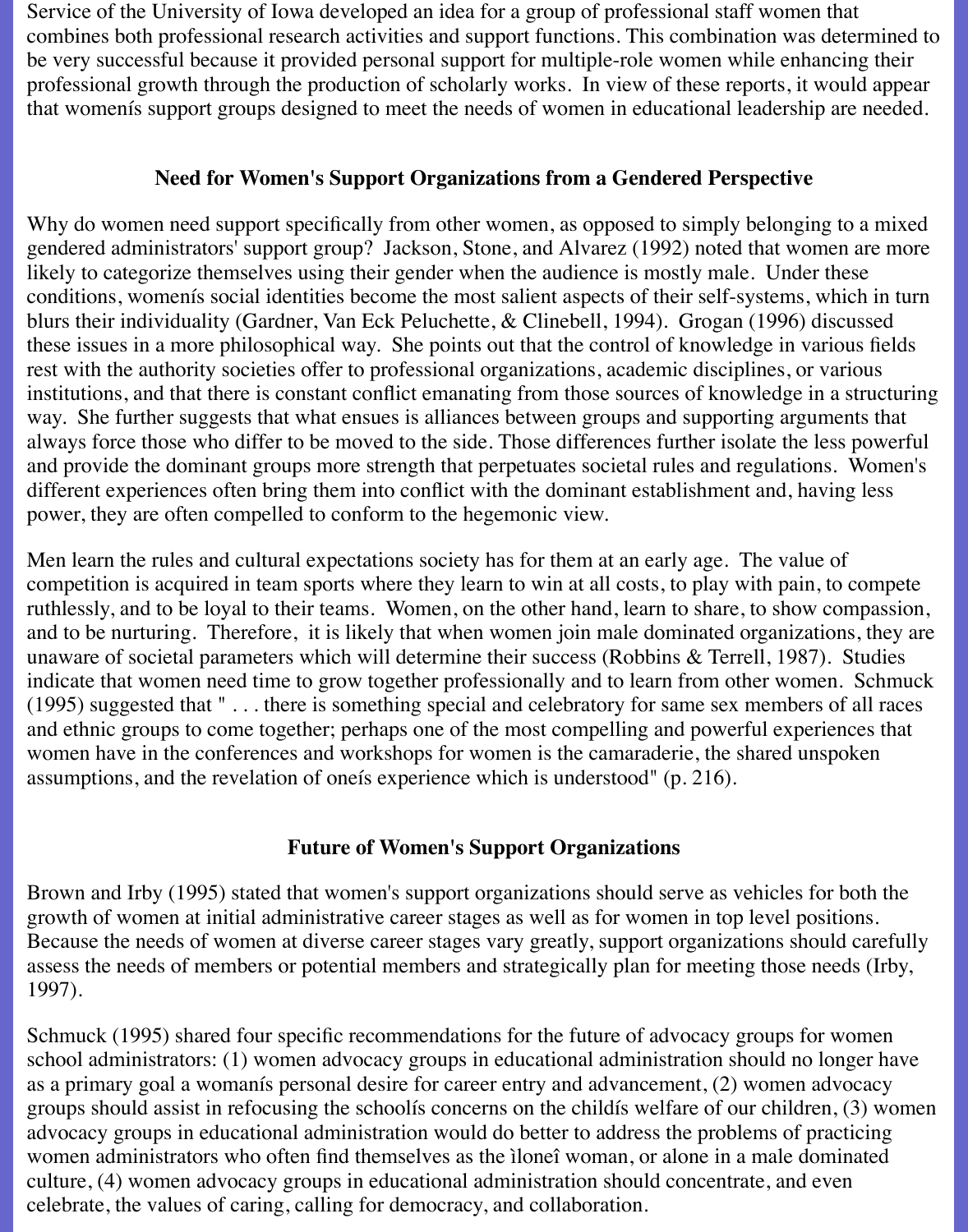Service of the University of Iowa developed an idea for a group of professional staff women that combines both professional research activities and support functions. This combination was determined to be very successful because it provided personal support for multiple-role women while enhancing their professional growth through the production of scholarly works. In view of these reports, it would appear that womenís support groups designed to meet the needs of women in educational leadership are needed.

## Need for Women's Support Organizations from a Gendered Perspective

Why do women need support specifically from other women, as opposed to simply belonging to a mixed gendered administrators' support group? Jackson, Stone, and Alvarez (1992) noted that women are more likely to categorize themselves using their gender when the audience is mostly male. Under these conditions, womenís social identities become the most salient aspects of their self-systems, which in turn blurs their individuality (Gardner, Van Eck Peluchette, & Clinebell, 1994). Grogan (1996) discussed these issues in a more philosophical way. She points out that the control of knowledge in various fields rest with the authority societies offer to professional organizations, academic disciplines, or various institutions, and that there is constant conflict emanating from those sources of knowledge in a structuring way. She further suggests that what ensues is alliances between groups and supporting arguments that always force those who differ to be moved to the side. Those differences further isolate the less powerful and provide the dominant groups more strength that perpetuates societal rules and regulations. Women's different experiences often bring them into conflict with the dominant establishment and, having less power, they are often compelled to conform to the hegemonic view.

Men learn the rules and cultural expectations society has for them at an early age. The value of competition is acquired in team sports where they learn to win at all costs, to play with pain, to compete ruthlessly, and to be loyal to their teams. Women, on the other hand, learn to share, to show compassion, and to be nurturing. Therefore, it is likely that when women join male dominated organizations, they are unaware of societal parameters which will determine their success (Robbins & Terrell, 1987). Studies indicate that women need time to grow together professionally and to learn from other women. Schmuck (1995) suggested that " . . . there is something special and celebratory for same sex members of all races and ethnic groups to come together; perhaps one of the most compelling and powerful experiences that women have in the conferences and workshops for women is the camaraderie, the shared unspoken assumptions, and the revelation of oneís experience which is understood" (p. 216).

## Future of Women's Support Organizations

Brown and Irby (1995) stated that women's support organizations should serve as vehicles for both the growth of women at initial administrative career stages as well as for women in top level positions. Because the needs of women at diverse career stages vary greatly, support organizations should carefully assess the needs of members or potential members and strategically plan for meeting those needs (Irby, 1997).

Schmuck (1995) shared four specific recommendations for the future of advocacy groups for women school administrators: (1) women advocacy groups in educational administration should no longer have as a primary goal a womanís personal desire for career entry and advancement, (2) women advocacy groups should assist in refocusing the schoolís concerns on the childís welfare of our children, (3) women advocacy groups in educational administration would do better to address the problems of practicing women administrators who often find themselves as the ìloneî woman, or alone in a male dominated culture, (4) women advocacy groups in educational administration should concentrate, and even celebrate, the values of caring, calling for democracy, and collaboration.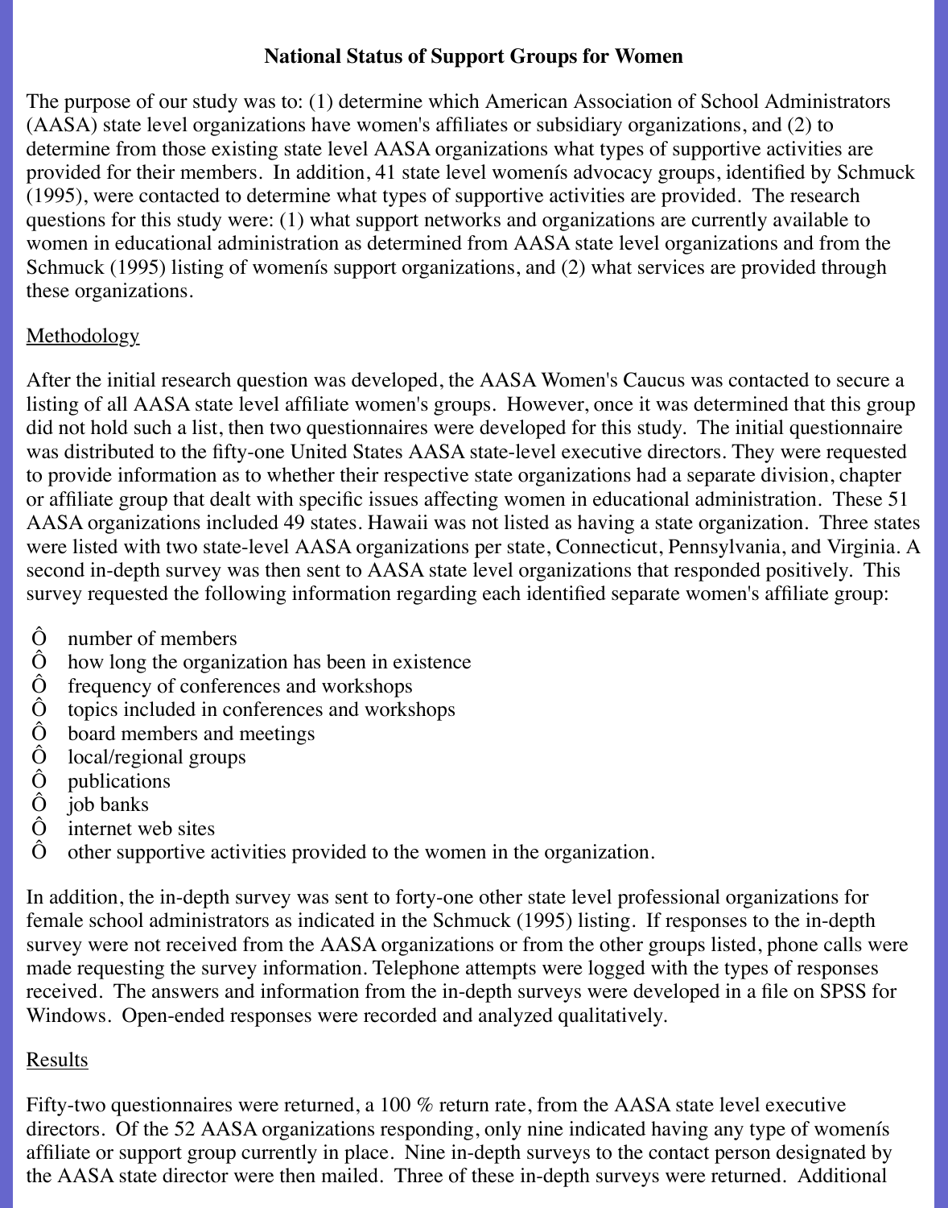**National Status of Support Groups for Women**

The purpose of our study was to: (1) determine which American Association of School Administrators (AASA) state level organizations have women's affiliates or subsidiary organizations, and (2) to determine from those existing state level AASA organizations what types of supportive activities are provided for their members. In addition, 41 state level womenís advocacy groups, identified by Schmuck (1995), were contacted to determine what types of supportive activities are provided. The research questions for this study were: (1) what support networks and organizations are currently available to women in educational administration as determined from AASA state level organizations and from the Schmuck (1995) listing of womenís support organizations, and (2) what services are provided through these organizations.

Methodology

After the initial research question was developed, the AASA Women's Caucus was contacted to secure a listing of all AASA state level affiliate women's groups. However, once it was determined that this group did not hold such a list, then two questionnaires were developed for this study. The initial questionnaire was distributed to the fifty-one United States AASA state-level executive directors. They were requested to provide information as to whether their respective state organizations had a separate division, chapter or affiliate group that dealt with specific issues affecting women in educational administration. These 51 AASA organizations included 49 states. Hawaii was not listed as having a state organization. Three states were listed with two state-level AASA organizations per state, Connecticut, Pennsylvania, and Virginia. A second in-depth survey was then sent to AASA state level organizations that responded positively. This survey requested the following information regarding each identified separate women's affiliate group:

- number of members
- how long the organization has been in existence
- frequency of conferences and workshops
- topics included in conferences and workshops
- board members and meetings
- local/regional groups
- publications
- job banks
- internet web sites
- other supportive activities provided to the women in the organization.

In addition, the in-depth survey was sent to forty-one other state level professional organizations for female school administrators as indicated in the Schmuck (1995) listing. If responses to the in-depth survey were not received from the AASA organizations or from the other groups listed, phone calls were made requesting the survey information. Telephone attempts were logged with the types of responses received. The answers and information from the in-depth surveys were developed in a file on SPSS for Windows. Open-ended responses were recorded and analyzed qualitatively.

Results

Fifty-two questionnaires were returned, a 100 % return rate, from the AASA state level executive directors. Of the 52 AASA organizations responding, only nine indicated having any type of womenís affiliate or support group currently in place. Nine in-depth surveys to the contact person designated by the AASA state director were then mailed. Three of these in-depth surveys were returned. Additional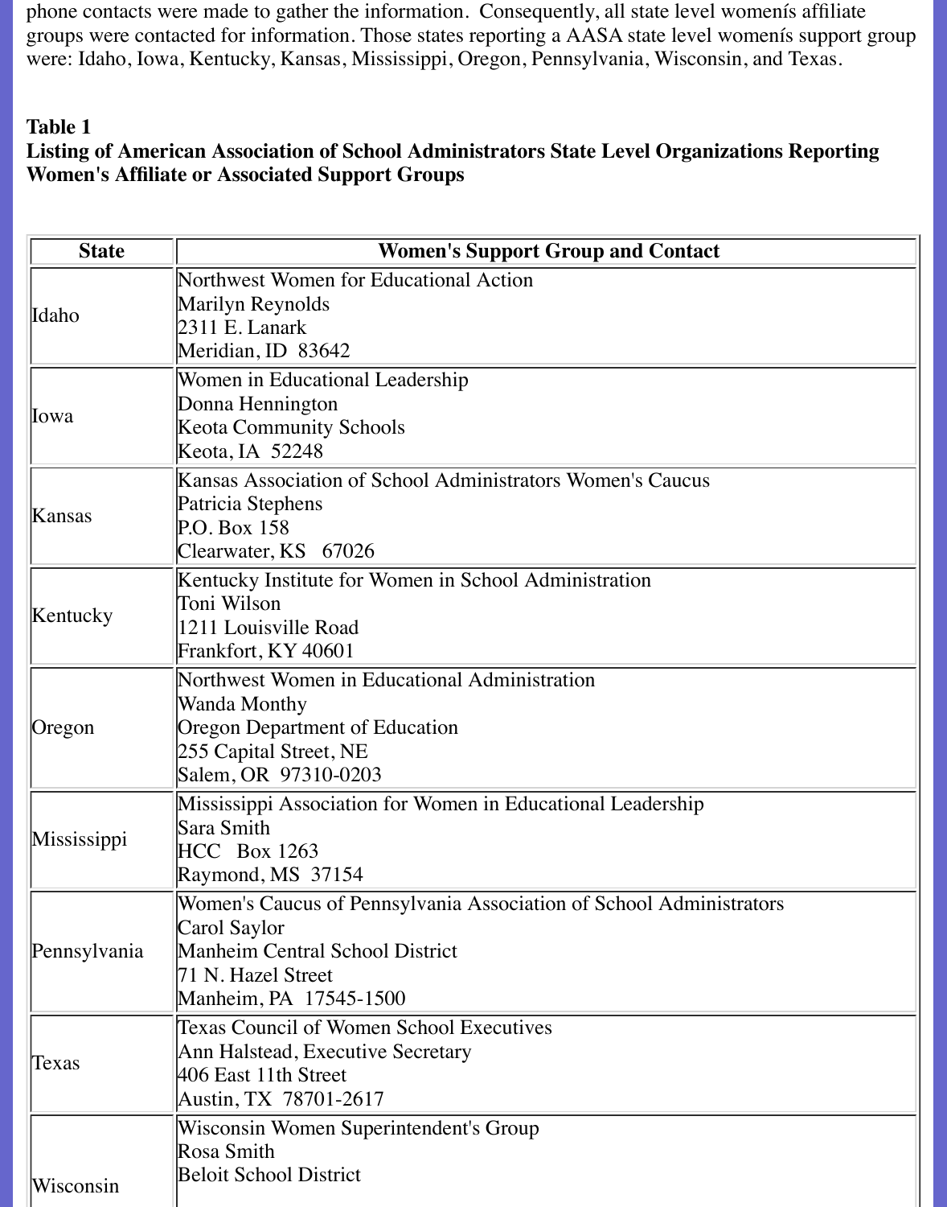phone contacts were made to gather the information. Consequently, all state level womenís affiliate groups were contacted for information. Those states reporting a AASA state level womenís support group were: Idaho, Iowa, Kentucky, Kansas, Mississippi, Oregon, Pennsylvania, Wisconsin, and Texas.

**Table 1**
**Listing of American Association of School Administrators State Level Organizations Reporting Women's Affiliate or Associated Support Groups**

| State | Women's Support Group and Contact |
|---|---|
| Idaho | Northwest Women for Educational Action<br>Marilyn Reynolds<br>2311 E. Lanark<br>Meridian, ID 83642 |
| Iowa | Women in Educational Leadership<br>Donna Hennington<br>Keota Community Schools<br>Keota, IA 52248 |
| Kansas | Kansas Association of School Administrators Women's Caucus<br>Patricia Stephens<br>P.O. Box 158<br>Clearwater, KS 67026 |
| Kentucky | Kentucky Institute for Women in School Administration<br>Toni Wilson<br>1211 Louisville Road<br>Frankfort, KY 40601 |
| Oregon | Northwest Women in Educational Administration<br>Wanda Monthy<br>Oregon Department of Education<br>255 Capital Street, NE<br>Salem, OR 97310-0203 |
| Mississippi | Mississippi Association for Women in Educational Leadership<br>Sara Smith<br>HCC Box 1263<br>Raymond, MS 37154 |
| Pennsylvania | Women's Caucus of Pennsylvania Association of School Administrators<br>Carol Saylor<br>Manheim Central School District<br>71 N. Hazel Street<br>Manheim, PA 17545-1500 |
| Texas | Texas Council of Women School Executives<br>Ann Halstead, Executive Secretary<br>406 East 11th Street<br>Austin, TX 78701-2617 |
| Wisconsin | Wisconsin Women Superintendent's Group<br>Rosa Smith<br>Beloit School District |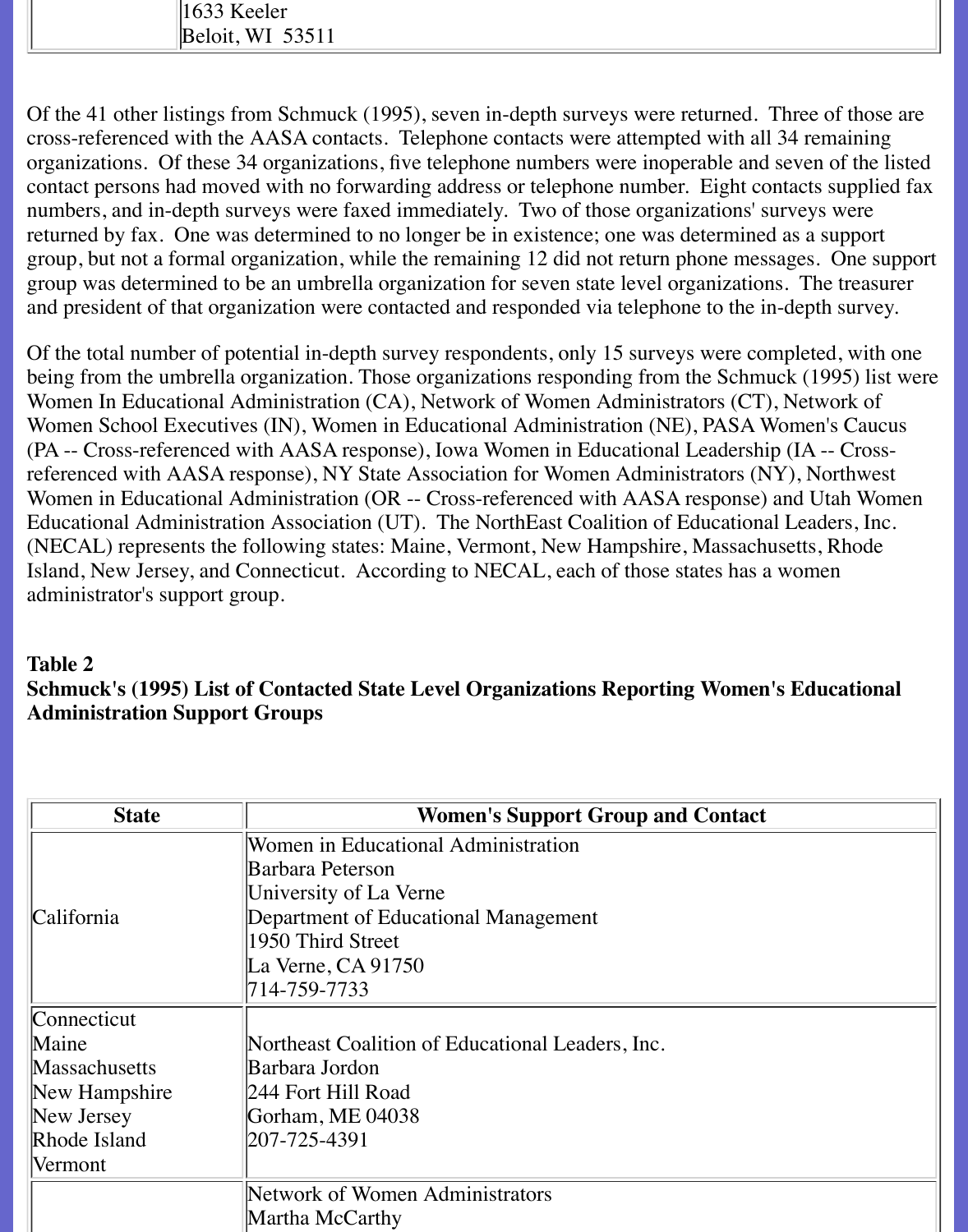| | 1633 Keeler<br>Beloit, WI 53511 |
|---|---|

Of the 41 other listings from Schmuck (1995), seven in-depth surveys were returned. Three of those are cross-referenced with the AASA contacts. Telephone contacts were attempted with all 34 remaining organizations. Of these 34 organizations, five telephone numbers were inoperable and seven of the listed contact persons had moved with no forwarding address or telephone number. Eight contacts supplied fax numbers, and in-depth surveys were faxed immediately. Two of those organizations' surveys were returned by fax. One was determined to no longer be in existence; one was determined as a support group, but not a formal organization, while the remaining 12 did not return phone messages. One support group was determined to be an umbrella organization for seven state level organizations. The treasurer and president of that organization were contacted and responded via telephone to the in-depth survey.

Of the total number of potential in-depth survey respondents, only 15 surveys were completed, with one being from the umbrella organization. Those organizations responding from the Schmuck (1995) list were Women In Educational Administration (CA), Network of Women Administrators (CT), Network of Women School Executives (IN), Women in Educational Administration (NE), PASA Women's Caucus (PA -- Cross-referenced with AASA response), Iowa Women in Educational Leadership (IA -- Cross-referenced with AASA response), NY State Association for Women Administrators (NY), Northwest Women in Educational Administration (OR -- Cross-referenced with AASA response) and Utah Women Educational Administration Association (UT). The NorthEast Coalition of Educational Leaders, Inc. (NECAL) represents the following states: Maine, Vermont, New Hampshire, Massachusetts, Rhode Island, New Jersey, and Connecticut. According to NECAL, each of those states has a women administrator's support group.

**Table 2**
**Schmuck's (1995) List of Contacted State Level Organizations Reporting Women's Educational Administration Support Groups**

| State | Women's Support Group and Contact |
|---|---|
| California | Women in Educational Administration<br>Barbara Peterson<br>University of La Verne<br>Department of Educational Management<br>1950 Third Street<br>La Verne, CA 91750<br>714-759-7733 |
| Connecticut<br>Maine<br>Massachusetts<br>New Hampshire<br>New Jersey<br>Rhode Island<br>Vermont | Northeast Coalition of Educational Leaders, Inc.<br>Barbara Jordon<br>244 Fort Hill Road<br>Gorham, ME 04038<br>207-725-4391 |
| | Network of Women Administrators<br>Martha McCarthy |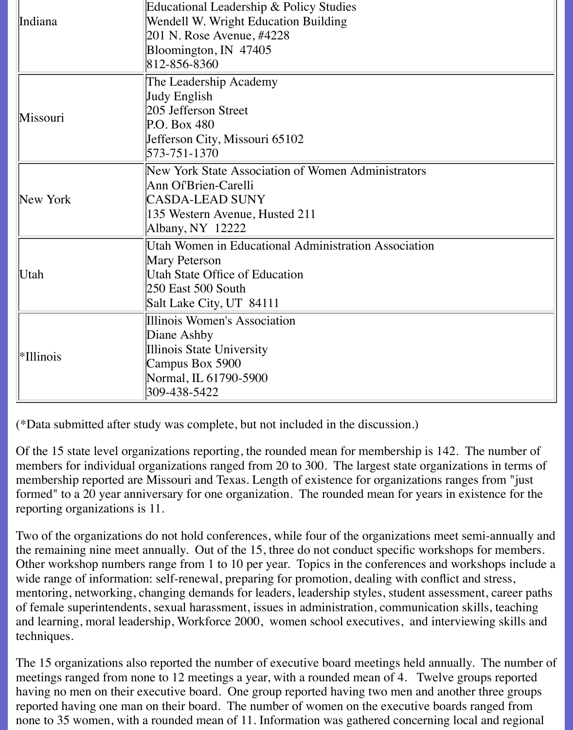| | |
|---|---|
| Indiana | Educational Leadership & Policy Studies<br>Wendell W. Wright Education Building<br>201 N. Rose Avenue, #4228<br>Bloomington, IN 47405<br>812-856-8360 |
| Missouri | The Leadership Academy<br>Judy English<br>205 Jefferson Street<br>P.O. Box 480<br>Jefferson City, Missouri 65102<br>573-751-1370 |
| New York | New York State Association of Women Administrators<br>Ann Of'Brien-Carelli<br>CASDA-LEAD SUNY<br>135 Western Avenue, Husted 211<br>Albany, NY 12222 |
| Utah | Utah Women in Educational Administration Association<br>Mary Peterson<br>Utah State Office of Education<br>250 East 500 South<br>Salt Lake City, UT 84111 |
| *Illinois | Illinois Women's Association<br>Diane Ashby<br>Illinois State University<br>Campus Box 5900<br>Normal, IL 61790-5900<br>309-438-5422 |

(*Data submitted after study was complete, but not included in the discussion.)

Of the 15 state level organizations reporting, the rounded mean for membership is 142. The number of members for individual organizations ranged from 20 to 300. The largest state organizations in terms of membership reported are Missouri and Texas. Length of existence for organizations ranges from "just formed" to a 20 year anniversary for one organization. The rounded mean for years in existence for the reporting organizations is 11.

Two of the organizations do not hold conferences, while four of the organizations meet semi-annually and the remaining nine meet annually. Out of the 15, three do not conduct specific workshops for members. Other workshop numbers range from 1 to 10 per year. Topics in the conferences and workshops include a wide range of information: self-renewal, preparing for promotion, dealing with conflict and stress, mentoring, networking, changing demands for leaders, leadership styles, student assessment, career paths of female superintendents, sexual harassment, issues in administration, communication skills, teaching and learning, moral leadership, Workforce 2000, women school executives, and interviewing skills and techniques.

The 15 organizations also reported the number of executive board meetings held annually. The number of meetings ranged from none to 12 meetings a year, with a rounded mean of 4. Twelve groups reported having no men on their executive board. One group reported having two men and another three groups reported having one man on their board. The number of women on the executive boards ranged from none to 35 women, with a rounded mean of 11. Information was gathered concerning local and regional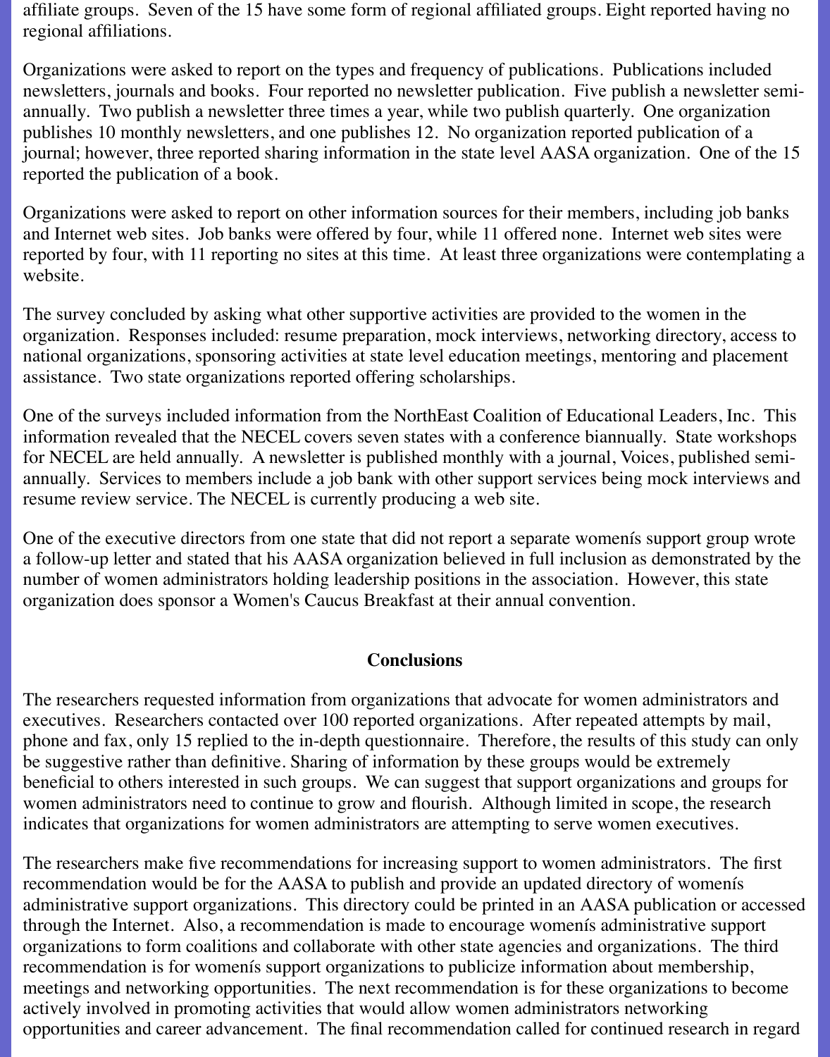affiliate groups. Seven of the 15 have some form of regional affiliated groups. Eight reported having no regional affiliations.

Organizations were asked to report on the types and frequency of publications. Publications included newsletters, journals and books. Four reported no newsletter publication. Five publish a newsletter semi-annually. Two publish a newsletter three times a year, while two publish quarterly. One organization publishes 10 monthly newsletters, and one publishes 12. No organization reported publication of a journal; however, three reported sharing information in the state level AASA organization. One of the 15 reported the publication of a book.

Organizations were asked to report on other information sources for their members, including job banks and Internet web sites. Job banks were offered by four, while 11 offered none. Internet web sites were reported by four, with 11 reporting no sites at this time. At least three organizations were contemplating a website.

The survey concluded by asking what other supportive activities are provided to the women in the organization. Responses included: resume preparation, mock interviews, networking directory, access to national organizations, sponsoring activities at state level education meetings, mentoring and placement assistance. Two state organizations reported offering scholarships.

One of the surveys included information from the NorthEast Coalition of Educational Leaders, Inc. This information revealed that the NECEL covers seven states with a conference biannually. State workshops for NECEL are held annually. A newsletter is published monthly with a journal, Voices, published semi-annually. Services to members include a job bank with other support services being mock interviews and resume review service. The NECEL is currently producing a web site.

One of the executive directors from one state that did not report a separate womenís support group wrote a follow-up letter and stated that his AASA organization believed in full inclusion as demonstrated by the number of women administrators holding leadership positions in the association. However, this state organization does sponsor a Women's Caucus Breakfast at their annual convention.

## Conclusions

The researchers requested information from organizations that advocate for women administrators and executives. Researchers contacted over 100 reported organizations. After repeated attempts by mail, phone and fax, only 15 replied to the in-depth questionnaire. Therefore, the results of this study can only be suggestive rather than definitive. Sharing of information by these groups would be extremely beneficial to others interested in such groups. We can suggest that support organizations and groups for women administrators need to continue to grow and flourish. Although limited in scope, the research indicates that organizations for women administrators are attempting to serve women executives.

The researchers make five recommendations for increasing support to women administrators. The first recommendation would be for the AASA to publish and provide an updated directory of womenís administrative support organizations. This directory could be printed in an AASA publication or accessed through the Internet. Also, a recommendation is made to encourage womenís administrative support organizations to form coalitions and collaborate with other state agencies and organizations. The third recommendation is for womenís support organizations to publicize information about membership, meetings and networking opportunities. The next recommendation is for these organizations to become actively involved in promoting activities that would allow women administrators networking opportunities and career advancement. The final recommendation called for continued research in regard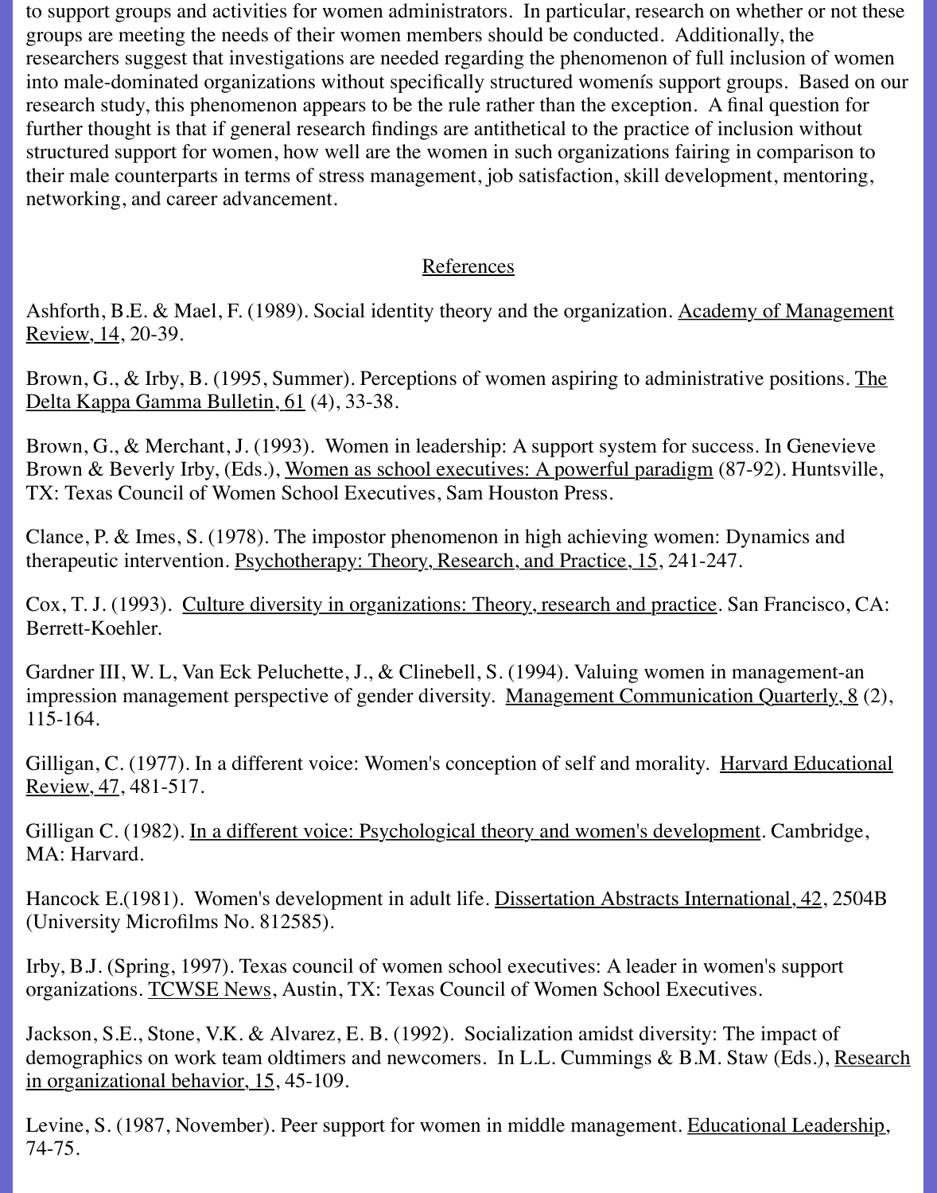to support groups and activities for women administrators. In particular, research on whether or not these groups are meeting the needs of their women members should be conducted. Additionally, the researchers suggest that investigations are needed regarding the phenomenon of full inclusion of women into male-dominated organizations without specifically structured womenís support groups. Based on our research study, this phenomenon appears to be the rule rather than the exception. A final question for further thought is that if general research findings are antithetical to the practice of inclusion without structured support for women, how well are the women in such organizations fairing in comparison to their male counterparts in terms of stress management, job satisfaction, skill development, mentoring, networking, and career advancement.

## References

Ashforth, B.E. & Mael, F. (1989). Social identity theory and the organization. Academy of Management Review, 14, 20-39.

Brown, G., & Irby, B. (1995, Summer). Perceptions of women aspiring to administrative positions. The Delta Kappa Gamma Bulletin, 61 (4), 33-38.

Brown, G., & Merchant, J. (1993). Women in leadership: A support system for success. In Genevieve Brown & Beverly Irby, (Eds.), Women as school executives: A powerful paradigm (87-92). Huntsville, TX: Texas Council of Women School Executives, Sam Houston Press.

Clance, P. & Imes, S. (1978). The impostor phenomenon in high achieving women: Dynamics and therapeutic intervention. Psychotherapy: Theory, Research, and Practice, 15, 241-247.

Cox, T. J. (1993). Culture diversity in organizations: Theory, research and practice. San Francisco, CA: Berrett-Koehler.

Gardner III, W. L, Van Eck Peluchette, J., & Clinebell, S. (1994). Valuing women in management-an impression management perspective of gender diversity. Management Communication Quarterly, 8 (2), 115-164.

Gilligan, C. (1977). In a different voice: Women's conception of self and morality. Harvard Educational Review, 47, 481-517.

Gilligan C. (1982). In a different voice: Psychological theory and women's development. Cambridge, MA: Harvard.

Hancock E.(1981). Women's development in adult life. Dissertation Abstracts International, 42, 2504B (University Microfilms No. 812585).

Irby, B.J. (Spring, 1997). Texas council of women school executives: A leader in women's support organizations. TCWSE News, Austin, TX: Texas Council of Women School Executives.

Jackson, S.E., Stone, V.K. & Alvarez, E. B. (1992). Socialization amidst diversity: The impact of demographics on work team oldtimers and newcomers. In L.L. Cummings & B.M. Staw (Eds.), Research in organizational behavior, 15, 45-109.

Levine, S. (1987, November). Peer support for women in middle management. Educational Leadership, 74-75.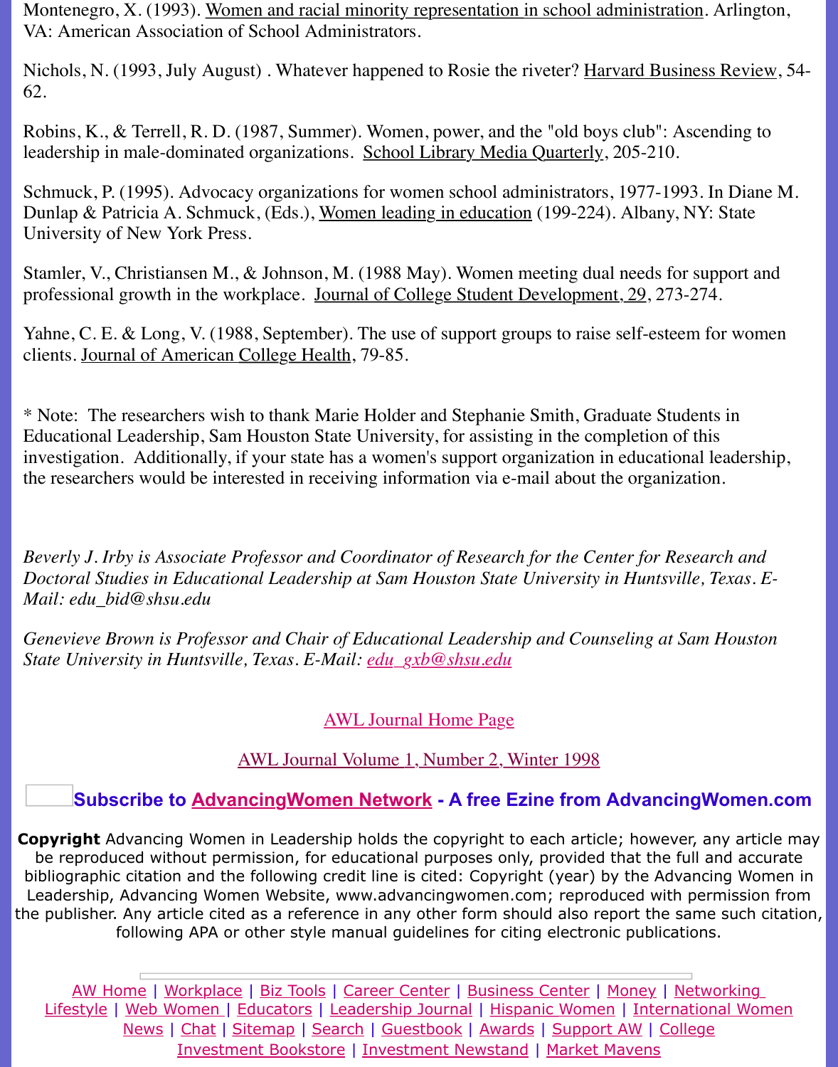Montenegro, X. (1993). Women and racial minority representation in school administration. Arlington, VA: American Association of School Administrators.

Nichols, N. (1993, July August) . Whatever happened to Rosie the riveter? Harvard Business Review, 54-62.

Robins, K., & Terrell, R. D. (1987, Summer). Women, power, and the "old boys club": Ascending to leadership in male-dominated organizations. School Library Media Quarterly, 205-210.

Schmuck, P. (1995). Advocacy organizations for women school administrators, 1977-1993. In Diane M. Dunlap & Patricia A. Schmuck, (Eds.), Women leading in education (199-224). Albany, NY: State University of New York Press.

Stamler, V., Christiansen M., & Johnson, M. (1988 May). Women meeting dual needs for support and professional growth in the workplace. Journal of College Student Development, 29, 273-274.

Yahne, C. E. & Long, V. (1988, September). The use of support groups to raise self-esteem for women clients. Journal of American College Health, 79-85.

* Note: The researchers wish to thank Marie Holder and Stephanie Smith, Graduate Students in Educational Leadership, Sam Houston State University, for assisting in the completion of this investigation. Additionally, if your state has a women's support organization in educational leadership, the researchers would be interested in receiving information via e-mail about the organization.

*Beverly J. Irby is Associate Professor and Coordinator of Research for the Center for Research and Doctoral Studies in Educational Leadership at Sam Houston State University in Huntsville, Texas. E-Mail: edu_bid@shsu.edu*

*Genevieve Brown is Professor and Chair of Educational Leadership and Counseling at Sam Houston State University in Huntsville, Texas. E-Mail: edu_gxb@shsu.edu*

AWL Journal Home Page

AWL Journal Volume 1, Number 2, Winter 1998

**Subscribe to AdvancingWomen Network - A free Ezine from AdvancingWomen.com**

**Copyright** Advancing Women in Leadership holds the copyright to each article; however, any article may be reproduced without permission, for educational purposes only, provided that the full and accurate bibliographic citation and the following credit line is cited: Copyright (year) by the Advancing Women in Leadership, Advancing Women Website, www.advancingwomen.com; reproduced with permission from the publisher. Any article cited as a reference in any other form should also report the same such citation, following APA or other style manual guidelines for citing electronic publications.

AW Home | Workplace | Biz Tools | Career Center | Business Center | Money | Networking Lifestyle | Web Women | Educators | Leadership Journal | Hispanic Women | International Women News | Chat | Sitemap | Search | Guestbook | Awards | Support AW | College Investment Bookstore | Investment Newstand | Market Mavens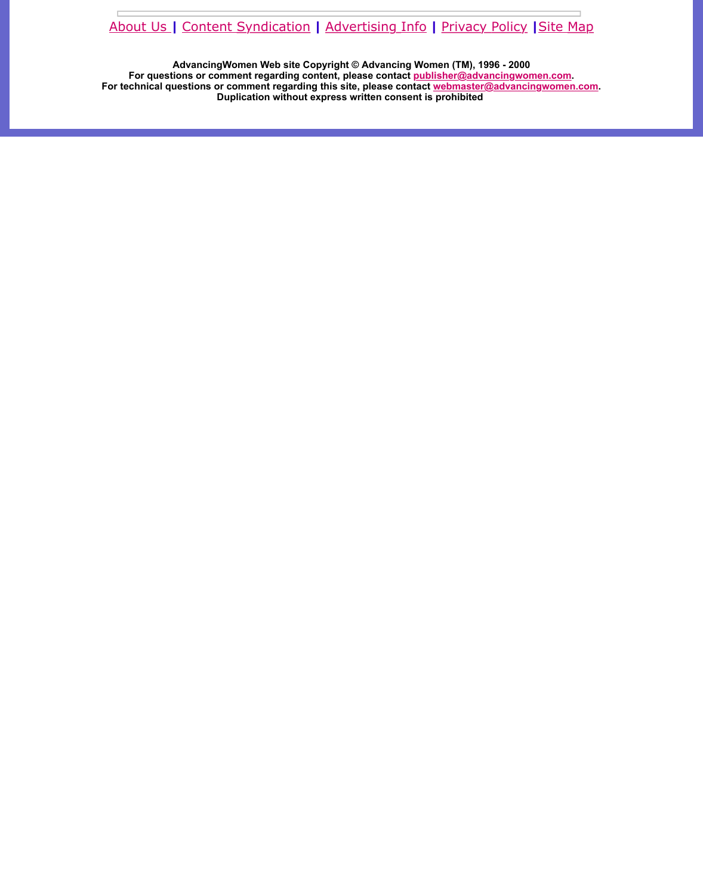About Us | Content Syndication | Advertising Info | Privacy Policy | Site Map

**AdvancingWomen Web site Copyright © Advancing Women (TM), 1996 - 2000**
**For questions or comment regarding content, please contact publisher@advancingwomen.com.**
**For technical questions or comment regarding this site, please contact webmaster@advancingwomen.com.**
**Duplication without express written consent is prohibited**